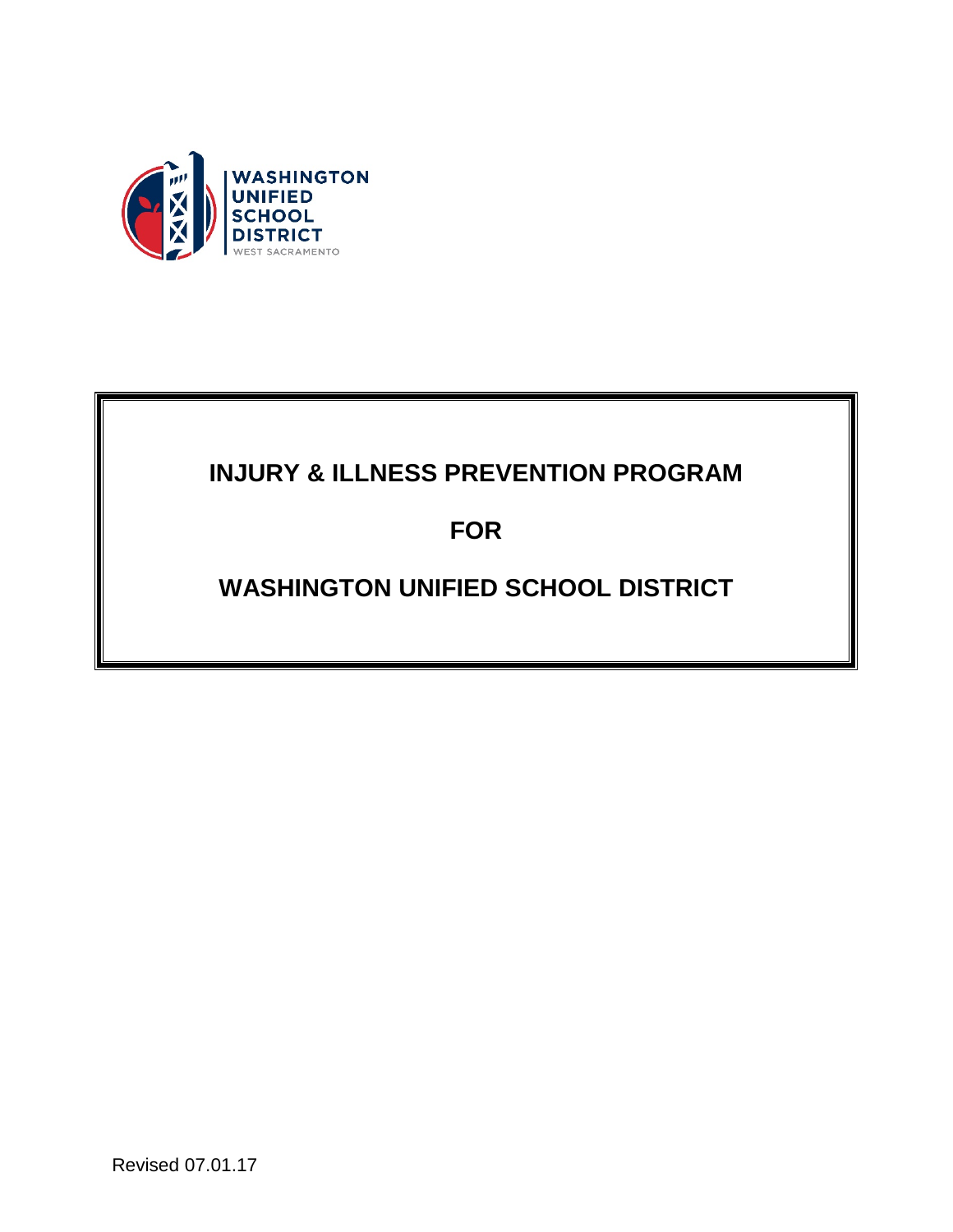WASHINGTON UNIFIED SCHOOL DISTRICT
WEST SACRAMENTO

# INJURY & ILLNESS PREVENTION PROGRAM

# FOR

# WASHINGTON UNIFIED SCHOOL DISTRICT

Revised 07.01.17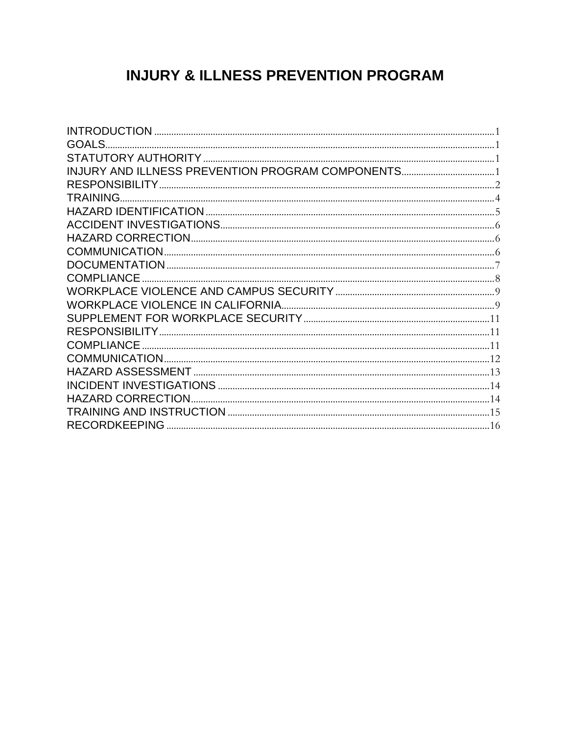# INJURY & ILLNESS PREVENTION PROGRAM

INTRODUCTION ........................................................................................................................ 1
GOALS........................................................................................................................................ 1
STATUTORY AUTHORITY ...................................................................................................... 1
INJURY AND ILLNESS PREVENTION PROGRAM COMPONENTS...................................... 1
RESPONSIBILITY...................................................................................................................... 2
TRAINING.................................................................................................................................. 4
HAZARD IDENTIFICATION .................................................................................................... 5
ACCIDENT INVESTIGATIONS................................................................................................ 6
HAZARD CORRECTION........................................................................................................... 6
COMMUNICATION.................................................................................................................... 6
DOCUMENTATION .................................................................................................................... 7
COMPLIANCE ............................................................................................................................ 8
WORKPLACE VIOLENCE AND CAMPUS SECURITY .......................................................... 9
WORKPLACE VIOLENCE IN CALIFORNIA............................................................................ 9
SUPPLEMENT FOR WORKPLACE SECURITY ....................................................................... 11
RESPONSIBILITY...................................................................................................................... 11
COMPLIANCE ............................................................................................................................ 11
COMMUNICATION.................................................................................................................... 12
HAZARD ASSESSMENT .......................................................................................................... 13
INCIDENT INVESTIGATIONS ................................................................................................. 14
HAZARD CORRECTION............................................................................................................ 14
TRAINING AND INSTRUCTION ............................................................................................. 15
RECORDKEEPING .................................................................................................................... 16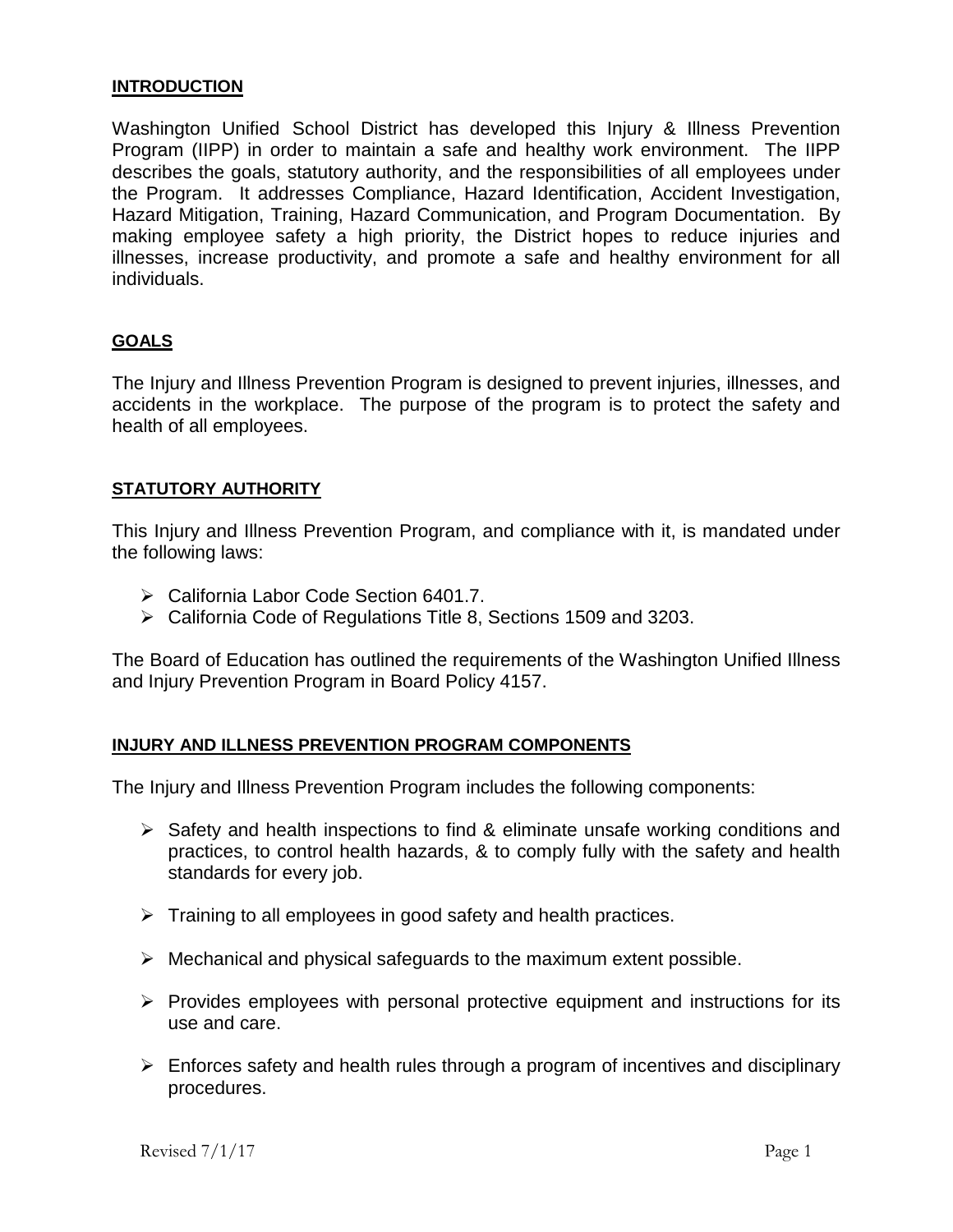## INTRODUCTION

Washington Unified School District has developed this Injury & Illness Prevention Program (IIPP) in order to maintain a safe and healthy work environment. The IIPP describes the goals, statutory authority, and the responsibilities of all employees under the Program. It addresses Compliance, Hazard Identification, Accident Investigation, Hazard Mitigation, Training, Hazard Communication, and Program Documentation. By making employee safety a high priority, the District hopes to reduce injuries and illnesses, increase productivity, and promote a safe and healthy environment for all individuals.

## GOALS

The Injury and Illness Prevention Program is designed to prevent injuries, illnesses, and accidents in the workplace. The purpose of the program is to protect the safety and health of all employees.

## STATUTORY AUTHORITY

This Injury and Illness Prevention Program, and compliance with it, is mandated under the following laws:

- California Labor Code Section 6401.7.
- California Code of Regulations Title 8, Sections 1509 and 3203.

The Board of Education has outlined the requirements of the Washington Unified Illness and Injury Prevention Program in Board Policy 4157.

## INJURY AND ILLNESS PREVENTION PROGRAM COMPONENTS

The Injury and Illness Prevention Program includes the following components:

- Safety and health inspections to find & eliminate unsafe working conditions and practices, to control health hazards, & to comply fully with the safety and health standards for every job.
- Training to all employees in good safety and health practices.
- Mechanical and physical safeguards to the maximum extent possible.
- Provides employees with personal protective equipment and instructions for its use and care.
- Enforces safety and health rules through a program of incentives and disciplinary procedures.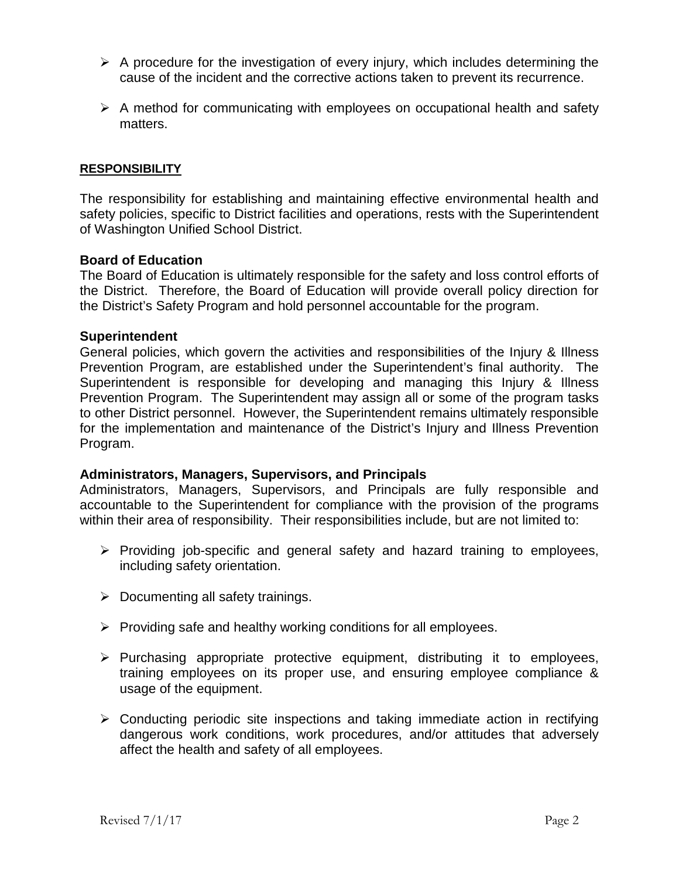- A procedure for the investigation of every injury, which includes determining the cause of the incident and the corrective actions taken to prevent its recurrence.

- A method for communicating with employees on occupational health and safety matters.

## RESPONSIBILITY

The responsibility for establishing and maintaining effective environmental health and safety policies, specific to District facilities and operations, rests with the Superintendent of Washington Unified School District.

### Board of Education

The Board of Education is ultimately responsible for the safety and loss control efforts of the District. Therefore, the Board of Education will provide overall policy direction for the District's Safety Program and hold personnel accountable for the program.

### Superintendent

General policies, which govern the activities and responsibilities of the Injury & Illness Prevention Program, are established under the Superintendent's final authority. The Superintendent is responsible for developing and managing this Injury & Illness Prevention Program. The Superintendent may assign all or some of the program tasks to other District personnel. However, the Superintendent remains ultimately responsible for the implementation and maintenance of the District's Injury and Illness Prevention Program.

### Administrators, Managers, Supervisors, and Principals

Administrators, Managers, Supervisors, and Principals are fully responsible and accountable to the Superintendent for compliance with the provision of the programs within their area of responsibility. Their responsibilities include, but are not limited to:

- Providing job-specific and general safety and hazard training to employees, including safety orientation.

- Documenting all safety trainings.

- Providing safe and healthy working conditions for all employees.

- Purchasing appropriate protective equipment, distributing it to employees, training employees on its proper use, and ensuring employee compliance & usage of the equipment.

- Conducting periodic site inspections and taking immediate action in rectifying dangerous work conditions, work procedures, and/or attitudes that adversely affect the health and safety of all employees.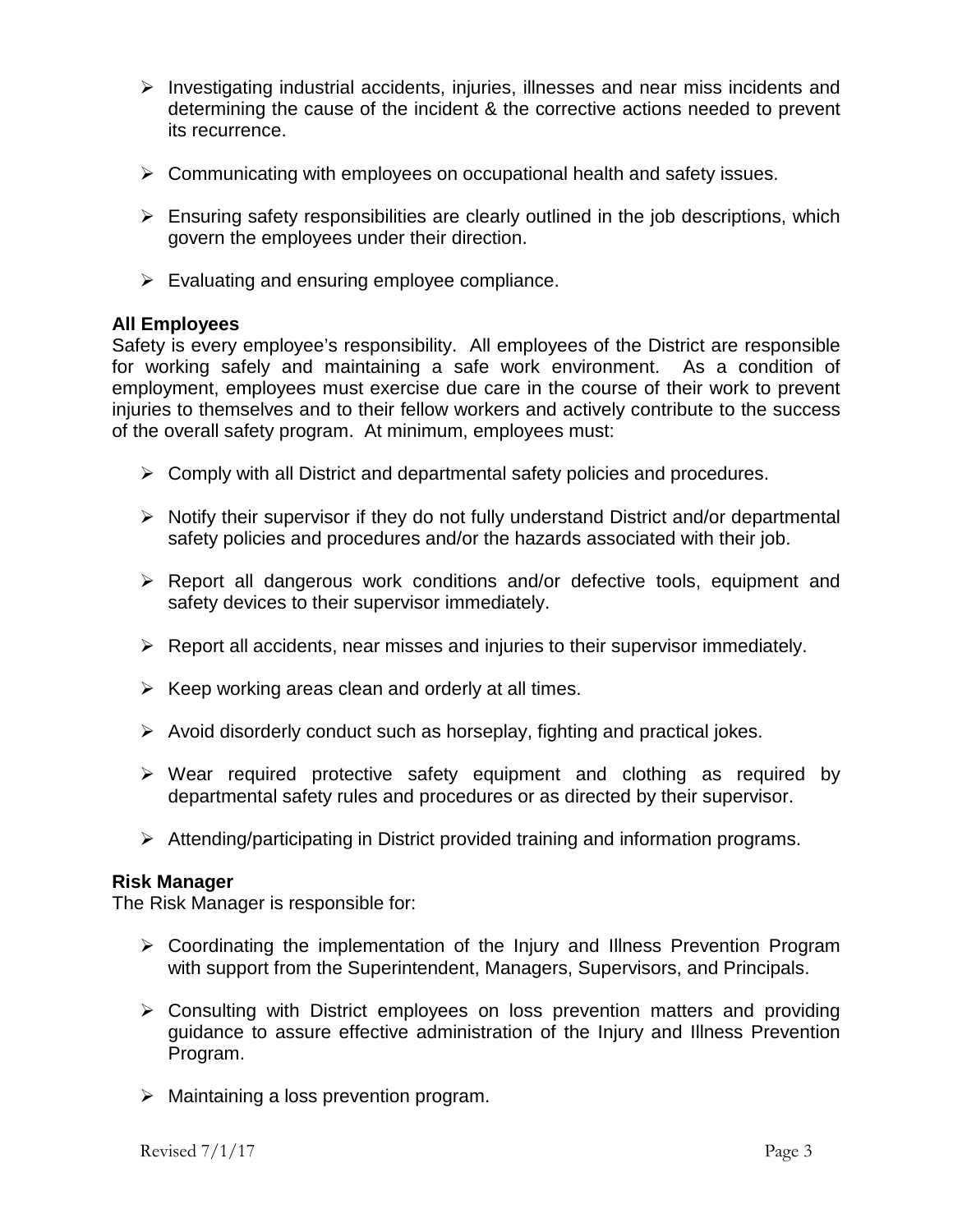- Investigating industrial accidents, injuries, illnesses and near miss incidents and determining the cause of the incident & the corrective actions needed to prevent its recurrence.

- Communicating with employees on occupational health and safety issues.

- Ensuring safety responsibilities are clearly outlined in the job descriptions, which govern the employees under their direction.

- Evaluating and ensuring employee compliance.

**All Employees**

Safety is every employee's responsibility. All employees of the District are responsible for working safely and maintaining a safe work environment. As a condition of employment, employees must exercise due care in the course of their work to prevent injuries to themselves and to their fellow workers and actively contribute to the success of the overall safety program. At minimum, employees must:

- Comply with all District and departmental safety policies and procedures.

- Notify their supervisor if they do not fully understand District and/or departmental safety policies and procedures and/or the hazards associated with their job.

- Report all dangerous work conditions and/or defective tools, equipment and safety devices to their supervisor immediately.

- Report all accidents, near misses and injuries to their supervisor immediately.

- Keep working areas clean and orderly at all times.

- Avoid disorderly conduct such as horseplay, fighting and practical jokes.

- Wear required protective safety equipment and clothing as required by departmental safety rules and procedures or as directed by their supervisor.

- Attending/participating in District provided training and information programs.

**Risk Manager**

The Risk Manager is responsible for:

- Coordinating the implementation of the Injury and Illness Prevention Program with support from the Superintendent, Managers, Supervisors, and Principals.

- Consulting with District employees on loss prevention matters and providing guidance to assure effective administration of the Injury and Illness Prevention Program.

- Maintaining a loss prevention program.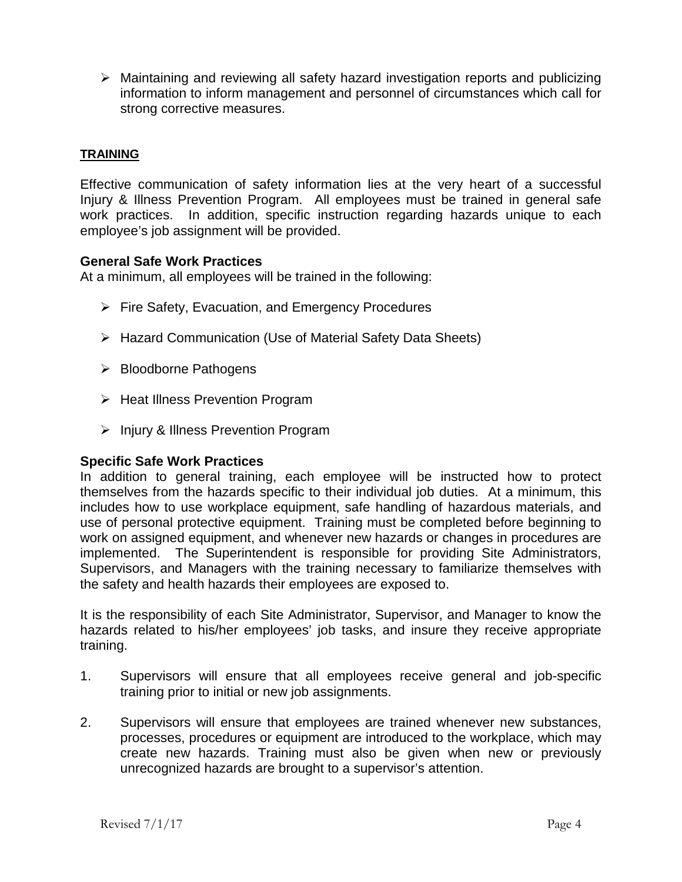- Maintaining and reviewing all safety hazard investigation reports and publicizing information to inform management and personnel of circumstances which call for strong corrective measures.

## TRAINING

Effective communication of safety information lies at the very heart of a successful Injury & Illness Prevention Program. All employees must be trained in general safe work practices. In addition, specific instruction regarding hazards unique to each employee's job assignment will be provided.

### General Safe Work Practices

At a minimum, all employees will be trained in the following:

- Fire Safety, Evacuation, and Emergency Procedures
- Hazard Communication (Use of Material Safety Data Sheets)
- Bloodborne Pathogens
- Heat Illness Prevention Program
- Injury & Illness Prevention Program

### Specific Safe Work Practices

In addition to general training, each employee will be instructed how to protect themselves from the hazards specific to their individual job duties. At a minimum, this includes how to use workplace equipment, safe handling of hazardous materials, and use of personal protective equipment. Training must be completed before beginning to work on assigned equipment, and whenever new hazards or changes in procedures are implemented. The Superintendent is responsible for providing Site Administrators, Supervisors, and Managers with the training necessary to familiarize themselves with the safety and health hazards their employees are exposed to.

It is the responsibility of each Site Administrator, Supervisor, and Manager to know the hazards related to his/her employees' job tasks, and insure they receive appropriate training.

1. Supervisors will ensure that all employees receive general and job-specific training prior to initial or new job assignments.

2. Supervisors will ensure that employees are trained whenever new substances, processes, procedures or equipment are introduced to the workplace, which may create new hazards. Training must also be given when new or previously unrecognized hazards are brought to a supervisor's attention.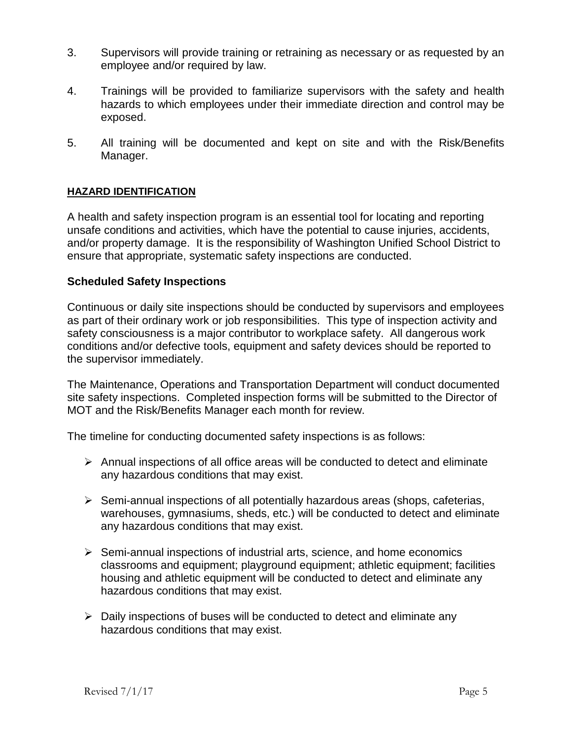3. Supervisors will provide training or retraining as necessary or as requested by an employee and/or required by law.

4. Trainings will be provided to familiarize supervisors with the safety and health hazards to which employees under their immediate direction and control may be exposed.

5. All training will be documented and kept on site and with the Risk/Benefits Manager.

## HAZARD IDENTIFICATION

A health and safety inspection program is an essential tool for locating and reporting unsafe conditions and activities, which have the potential to cause injuries, accidents, and/or property damage. It is the responsibility of Washington Unified School District to ensure that appropriate, systematic safety inspections are conducted.

### Scheduled Safety Inspections

Continuous or daily site inspections should be conducted by supervisors and employees as part of their ordinary work or job responsibilities. This type of inspection activity and safety consciousness is a major contributor to workplace safety. All dangerous work conditions and/or defective tools, equipment and safety devices should be reported to the supervisor immediately.

The Maintenance, Operations and Transportation Department will conduct documented site safety inspections. Completed inspection forms will be submitted to the Director of MOT and the Risk/Benefits Manager each month for review.

The timeline for conducting documented safety inspections is as follows:

- Annual inspections of all office areas will be conducted to detect and eliminate any hazardous conditions that may exist.
- Semi-annual inspections of all potentially hazardous areas (shops, cafeterias, warehouses, gymnasiums, sheds, etc.) will be conducted to detect and eliminate any hazardous conditions that may exist.
- Semi-annual inspections of industrial arts, science, and home economics classrooms and equipment; playground equipment; athletic equipment; facilities housing and athletic equipment will be conducted to detect and eliminate any hazardous conditions that may exist.
- Daily inspections of buses will be conducted to detect and eliminate any hazardous conditions that may exist.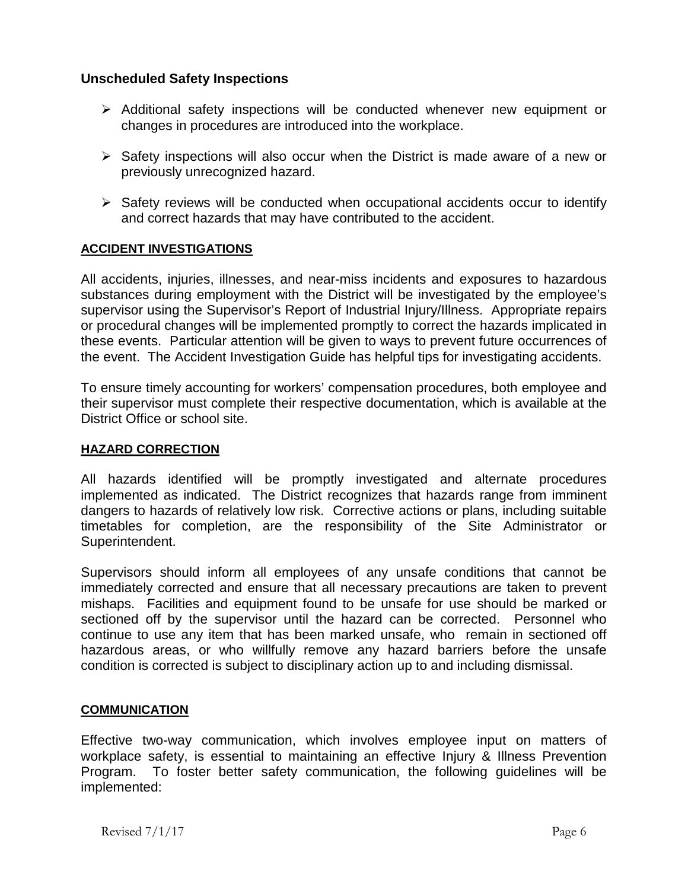### Unscheduled Safety Inspections

- Additional safety inspections will be conducted whenever new equipment or changes in procedures are introduced into the workplace.
- Safety inspections will also occur when the District is made aware of a new or previously unrecognized hazard.
- Safety reviews will be conducted when occupational accidents occur to identify and correct hazards that may have contributed to the accident.

## ACCIDENT INVESTIGATIONS

All accidents, injuries, illnesses, and near-miss incidents and exposures to hazardous substances during employment with the District will be investigated by the employee's supervisor using the Supervisor's Report of Industrial Injury/Illness. Appropriate repairs or procedural changes will be implemented promptly to correct the hazards implicated in these events. Particular attention will be given to ways to prevent future occurrences of the event. The Accident Investigation Guide has helpful tips for investigating accidents.

To ensure timely accounting for workers' compensation procedures, both employee and their supervisor must complete their respective documentation, which is available at the District Office or school site.

## HAZARD CORRECTION

All hazards identified will be promptly investigated and alternate procedures implemented as indicated. The District recognizes that hazards range from imminent dangers to hazards of relatively low risk. Corrective actions or plans, including suitable timetables for completion, are the responsibility of the Site Administrator or Superintendent.

Supervisors should inform all employees of any unsafe conditions that cannot be immediately corrected and ensure that all necessary precautions are taken to prevent mishaps. Facilities and equipment found to be unsafe for use should be marked or sectioned off by the supervisor until the hazard can be corrected. Personnel who continue to use any item that has been marked unsafe, who remain in sectioned off hazardous areas, or who willfully remove any hazard barriers before the unsafe condition is corrected is subject to disciplinary action up to and including dismissal.

## COMMUNICATION

Effective two-way communication, which involves employee input on matters of workplace safety, is essential to maintaining an effective Injury & Illness Prevention Program. To foster better safety communication, the following guidelines will be implemented: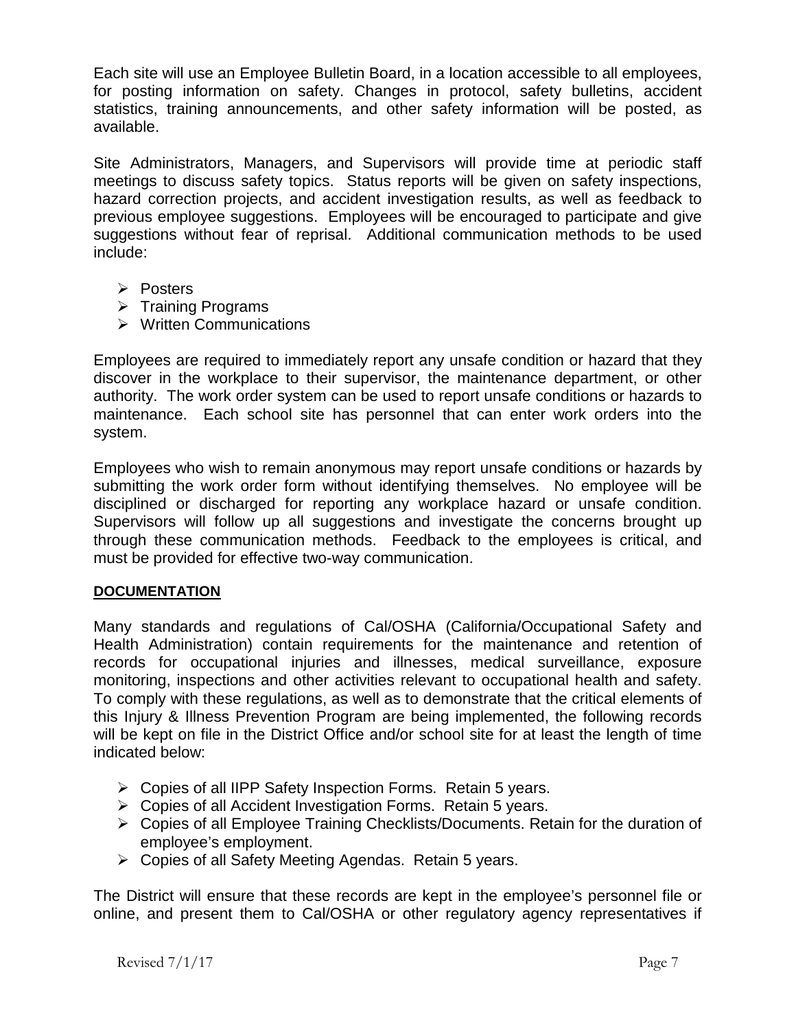Each site will use an Employee Bulletin Board, in a location accessible to all employees, for posting information on safety. Changes in protocol, safety bulletins, accident statistics, training announcements, and other safety information will be posted, as available.

Site Administrators, Managers, and Supervisors will provide time at periodic staff meetings to discuss safety topics. Status reports will be given on safety inspections, hazard correction projects, and accident investigation results, as well as feedback to previous employee suggestions. Employees will be encouraged to participate and give suggestions without fear of reprisal. Additional communication methods to be used include:

- Posters
- Training Programs
- Written Communications

Employees are required to immediately report any unsafe condition or hazard that they discover in the workplace to their supervisor, the maintenance department, or other authority. The work order system can be used to report unsafe conditions or hazards to maintenance. Each school site has personnel that can enter work orders into the system.

Employees who wish to remain anonymous may report unsafe conditions or hazards by submitting the work order form without identifying themselves. No employee will be disciplined or discharged for reporting any workplace hazard or unsafe condition. Supervisors will follow up all suggestions and investigate the concerns brought up through these communication methods. Feedback to the employees is critical, and must be provided for effective two-way communication.

**DOCUMENTATION**

Many standards and regulations of Cal/OSHA (California/Occupational Safety and Health Administration) contain requirements for the maintenance and retention of records for occupational injuries and illnesses, medical surveillance, exposure monitoring, inspections and other activities relevant to occupational health and safety. To comply with these regulations, as well as to demonstrate that the critical elements of this Injury & Illness Prevention Program are being implemented, the following records will be kept on file in the District Office and/or school site for at least the length of time indicated below:

- Copies of all IIPP Safety Inspection Forms. Retain 5 years.
- Copies of all Accident Investigation Forms. Retain 5 years.
- Copies of all Employee Training Checklists/Documents. Retain for the duration of employee's employment.
- Copies of all Safety Meeting Agendas. Retain 5 years.

The District will ensure that these records are kept in the employee's personnel file or online, and present them to Cal/OSHA or other regulatory agency representatives if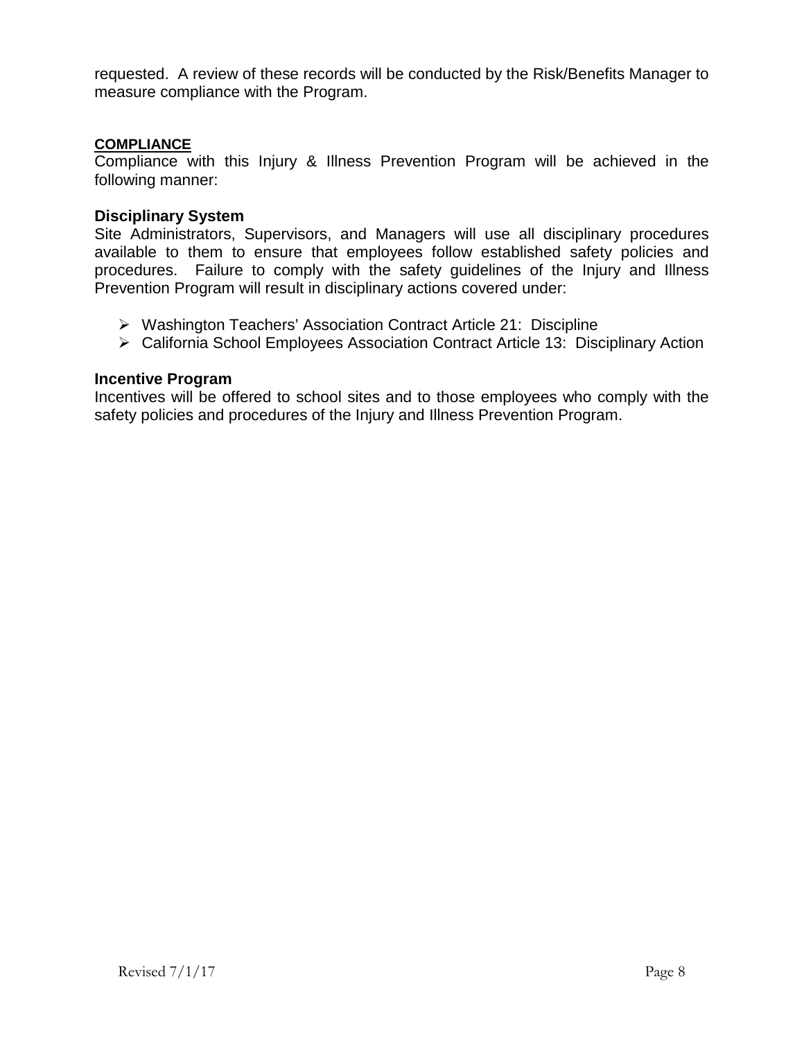requested. A review of these records will be conducted by the Risk/Benefits Manager to measure compliance with the Program.

## COMPLIANCE

Compliance with this Injury & Illness Prevention Program will be achieved in the following manner:

### Disciplinary System

Site Administrators, Supervisors, and Managers will use all disciplinary procedures available to them to ensure that employees follow established safety policies and procedures. Failure to comply with the safety guidelines of the Injury and Illness Prevention Program will result in disciplinary actions covered under:

- Washington Teachers' Association Contract Article 21: Discipline
- California School Employees Association Contract Article 13: Disciplinary Action

### Incentive Program

Incentives will be offered to school sites and to those employees who comply with the safety policies and procedures of the Injury and Illness Prevention Program.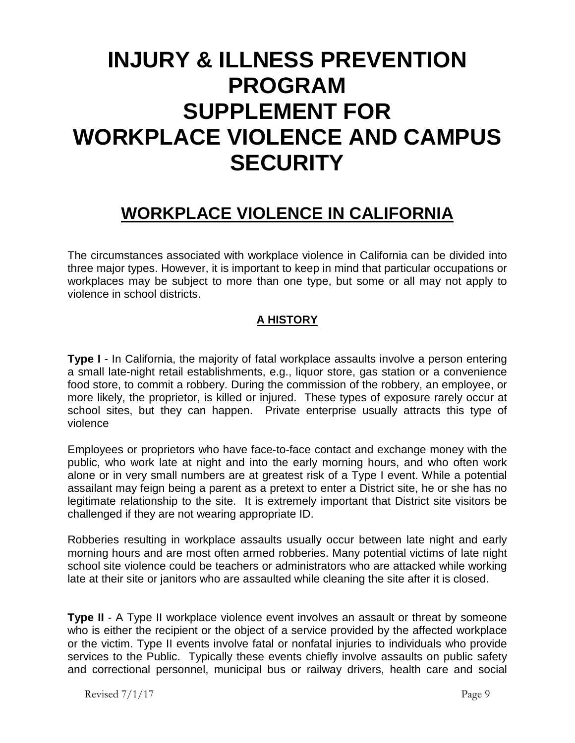# INJURY & ILLNESS PREVENTION PROGRAM
# SUPPLEMENT FOR
# WORKPLACE VIOLENCE AND CAMPUS SECURITY

## WORKPLACE VIOLENCE IN CALIFORNIA

The circumstances associated with workplace violence in California can be divided into three major types. However, it is important to keep in mind that particular occupations or workplaces may be subject to more than one type, but some or all may not apply to violence in school districts.

### A HISTORY

**Type I** - In California, the majority of fatal workplace assaults involve a person entering a small late-night retail establishments, e.g., liquor store, gas station or a convenience food store, to commit a robbery. During the commission of the robbery, an employee, or more likely, the proprietor, is killed or injured. These types of exposure rarely occur at school sites, but they can happen. Private enterprise usually attracts this type of violence

Employees or proprietors who have face-to-face contact and exchange money with the public, who work late at night and into the early morning hours, and who often work alone or in very small numbers are at greatest risk of a Type I event. While a potential assailant may feign being a parent as a pretext to enter a District site, he or she has no legitimate relationship to the site. It is extremely important that District site visitors be challenged if they are not wearing appropriate ID.

Robberies resulting in workplace assaults usually occur between late night and early morning hours and are most often armed robberies. Many potential victims of late night school site violence could be teachers or administrators who are attacked while working late at their site or janitors who are assaulted while cleaning the site after it is closed.

**Type II** - A Type II workplace violence event involves an assault or threat by someone who is either the recipient or the object of a service provided by the affected workplace or the victim. Type II events involve fatal or nonfatal injuries to individuals who provide services to the Public. Typically these events chiefly involve assaults on public safety and correctional personnel, municipal bus or railway drivers, health care and social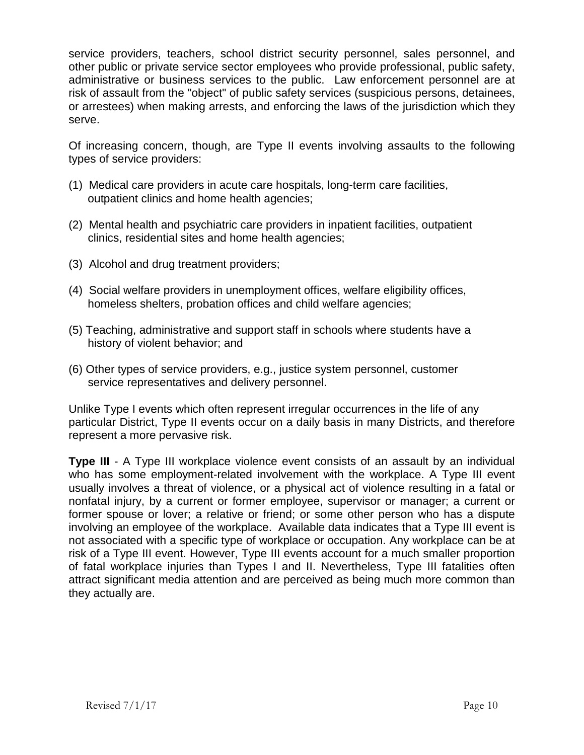service providers, teachers, school district security personnel, sales personnel, and other public or private service sector employees who provide professional, public safety, administrative or business services to the public. Law enforcement personnel are at risk of assault from the "object" of public safety services (suspicious persons, detainees, or arrestees) when making arrests, and enforcing the laws of the jurisdiction which they serve.

Of increasing concern, though, are Type II events involving assaults to the following types of service providers:

(1) Medical care providers in acute care hospitals, long-term care facilities, outpatient clinics and home health agencies;

(2) Mental health and psychiatric care providers in inpatient facilities, outpatient clinics, residential sites and home health agencies;

(3) Alcohol and drug treatment providers;

(4) Social welfare providers in unemployment offices, welfare eligibility offices, homeless shelters, probation offices and child welfare agencies;

(5) Teaching, administrative and support staff in schools where students have a history of violent behavior; and

(6) Other types of service providers, e.g., justice system personnel, customer service representatives and delivery personnel.

Unlike Type I events which often represent irregular occurrences in the life of any particular District, Type II events occur on a daily basis in many Districts, and therefore represent a more pervasive risk.

**Type III** - A Type III workplace violence event consists of an assault by an individual who has some employment-related involvement with the workplace. A Type III event usually involves a threat of violence, or a physical act of violence resulting in a fatal or nonfatal injury, by a current or former employee, supervisor or manager; a current or former spouse or lover; a relative or friend; or some other person who has a dispute involving an employee of the workplace. Available data indicates that a Type III event is not associated with a specific type of workplace or occupation. Any workplace can be at risk of a Type III event. However, Type III events account for a much smaller proportion of fatal workplace injuries than Types I and II. Nevertheless, Type III fatalities often attract significant media attention and are perceived as being much more common than they actually are.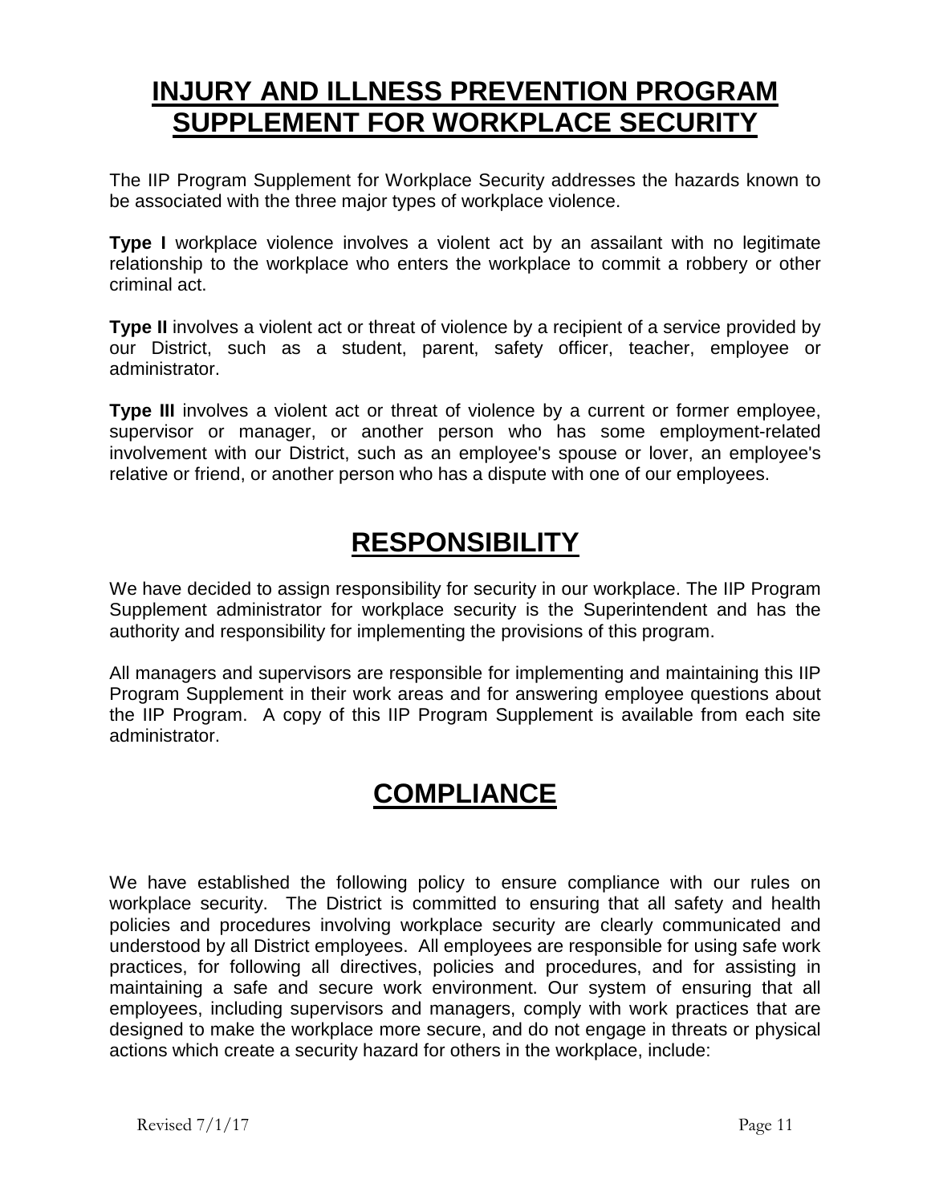# INJURY AND ILLNESS PREVENTION PROGRAM SUPPLEMENT FOR WORKPLACE SECURITY

The IIP Program Supplement for Workplace Security addresses the hazards known to be associated with the three major types of workplace violence.

**Type I** workplace violence involves a violent act by an assailant with no legitimate relationship to the workplace who enters the workplace to commit a robbery or other criminal act.

**Type II** involves a violent act or threat of violence by a recipient of a service provided by our District, such as a student, parent, safety officer, teacher, employee or administrator.

**Type III** involves a violent act or threat of violence by a current or former employee, supervisor or manager, or another person who has some employment-related involvement with our District, such as an employee's spouse or lover, an employee's relative or friend, or another person who has a dispute with one of our employees.

# RESPONSIBILITY

We have decided to assign responsibility for security in our workplace. The IIP Program Supplement administrator for workplace security is the Superintendent and has the authority and responsibility for implementing the provisions of this program.

All managers and supervisors are responsible for implementing and maintaining this IIP Program Supplement in their work areas and for answering employee questions about the IIP Program. A copy of this IIP Program Supplement is available from each site administrator.

# COMPLIANCE

We have established the following policy to ensure compliance with our rules on workplace security. The District is committed to ensuring that all safety and health policies and procedures involving workplace security are clearly communicated and understood by all District employees. All employees are responsible for using safe work practices, for following all directives, policies and procedures, and for assisting in maintaining a safe and secure work environment. Our system of ensuring that all employees, including supervisors and managers, comply with work practices that are designed to make the workplace more secure, and do not engage in threats or physical actions which create a security hazard for others in the workplace, include: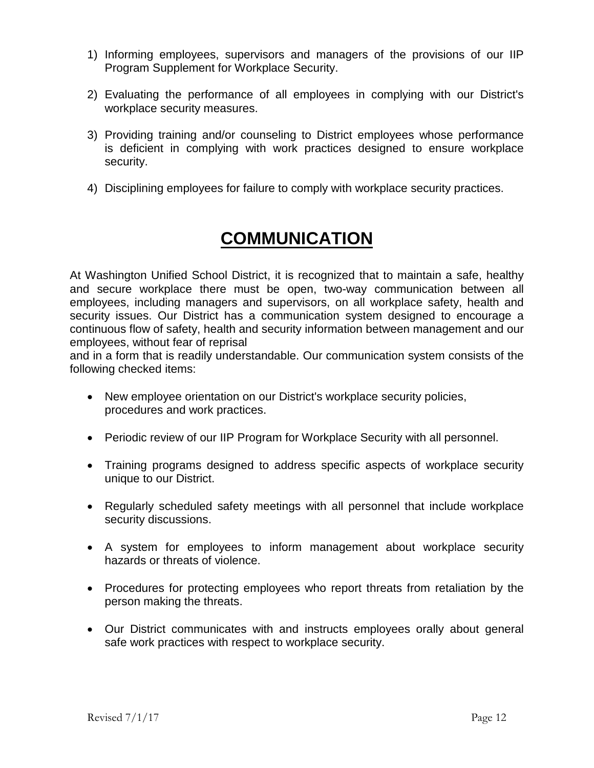1) Informing employees, supervisors and managers of the provisions of our IIP Program Supplement for Workplace Security.

2) Evaluating the performance of all employees in complying with our District's workplace security measures.

3) Providing training and/or counseling to District employees whose performance is deficient in complying with work practices designed to ensure workplace security.

4) Disciplining employees for failure to comply with workplace security practices.

# COMMUNICATION

At Washington Unified School District, it is recognized that to maintain a safe, healthy and secure workplace there must be open, two-way communication between all employees, including managers and supervisors, on all workplace safety, health and security issues. Our District has a communication system designed to encourage a continuous flow of safety, health and security information between management and our employees, without fear of reprisal and in a form that is readily understandable. Our communication system consists of the following checked items:

- New employee orientation on our District's workplace security policies, procedures and work practices.

- Periodic review of our IIP Program for Workplace Security with all personnel.

- Training programs designed to address specific aspects of workplace security unique to our District.

- Regularly scheduled safety meetings with all personnel that include workplace security discussions.

- A system for employees to inform management about workplace security hazards or threats of violence.

- Procedures for protecting employees who report threats from retaliation by the person making the threats.

- Our District communicates with and instructs employees orally about general safe work practices with respect to workplace security.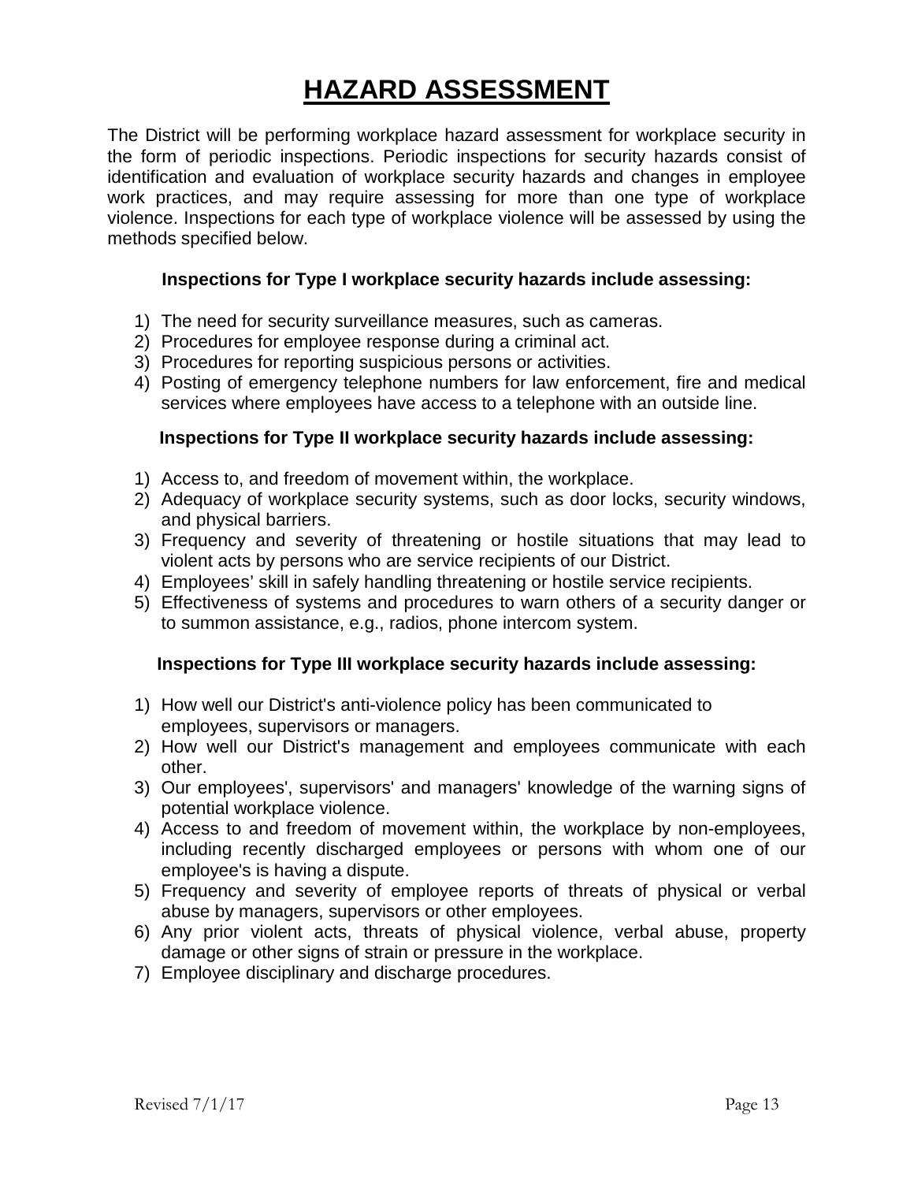# HAZARD ASSESSMENT

The District will be performing workplace hazard assessment for workplace security in the form of periodic inspections. Periodic inspections for security hazards consist of identification and evaluation of workplace security hazards and changes in employee work practices, and may require assessing for more than one type of workplace violence. Inspections for each type of workplace violence will be assessed by using the methods specified below.

**Inspections for Type I workplace security hazards include assessing:**

1) The need for security surveillance measures, such as cameras.
2) Procedures for employee response during a criminal act.
3) Procedures for reporting suspicious persons or activities.
4) Posting of emergency telephone numbers for law enforcement, fire and medical services where employees have access to a telephone with an outside line.

**Inspections for Type II workplace security hazards include assessing:**

1) Access to, and freedom of movement within, the workplace.
2) Adequacy of workplace security systems, such as door locks, security windows, and physical barriers.
3) Frequency and severity of threatening or hostile situations that may lead to violent acts by persons who are service recipients of our District.
4) Employees' skill in safely handling threatening or hostile service recipients.
5) Effectiveness of systems and procedures to warn others of a security danger or to summon assistance, e.g., radios, phone intercom system.

**Inspections for Type III workplace security hazards include assessing:**

1) How well our District's anti-violence policy has been communicated to employees, supervisors or managers.
2) How well our District's management and employees communicate with each other.
3) Our employees', supervisors' and managers' knowledge of the warning signs of potential workplace violence.
4) Access to and freedom of movement within, the workplace by non-employees, including recently discharged employees or persons with whom one of our employee's is having a dispute.
5) Frequency and severity of employee reports of threats of physical or verbal abuse by managers, supervisors or other employees.
6) Any prior violent acts, threats of physical violence, verbal abuse, property damage or other signs of strain or pressure in the workplace.
7) Employee disciplinary and discharge procedures.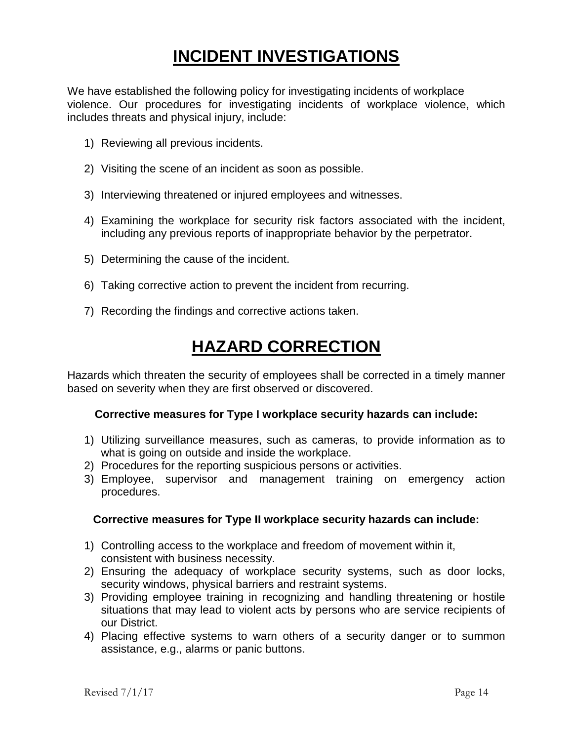# INCIDENT INVESTIGATIONS

We have established the following policy for investigating incidents of workplace violence. Our procedures for investigating incidents of workplace violence, which includes threats and physical injury, include:

1) Reviewing all previous incidents.

2) Visiting the scene of an incident as soon as possible.

3) Interviewing threatened or injured employees and witnesses.

4) Examining the workplace for security risk factors associated with the incident, including any previous reports of inappropriate behavior by the perpetrator.

5) Determining the cause of the incident.

6) Taking corrective action to prevent the incident from recurring.

7) Recording the findings and corrective actions taken.

# HAZARD CORRECTION

Hazards which threaten the security of employees shall be corrected in a timely manner based on severity when they are first observed or discovered.

**Corrective measures for Type I workplace security hazards can include:**

1) Utilizing surveillance measures, such as cameras, to provide information as to what is going on outside and inside the workplace.
2) Procedures for the reporting suspicious persons or activities.
3) Employee, supervisor and management training on emergency action procedures.

**Corrective measures for Type II workplace security hazards can include:**

1) Controlling access to the workplace and freedom of movement within it, consistent with business necessity.
2) Ensuring the adequacy of workplace security systems, such as door locks, security windows, physical barriers and restraint systems.
3) Providing employee training in recognizing and handling threatening or hostile situations that may lead to violent acts by persons who are service recipients of our District.
4) Placing effective systems to warn others of a security danger or to summon assistance, e.g., alarms or panic buttons.

Revised 7/1/17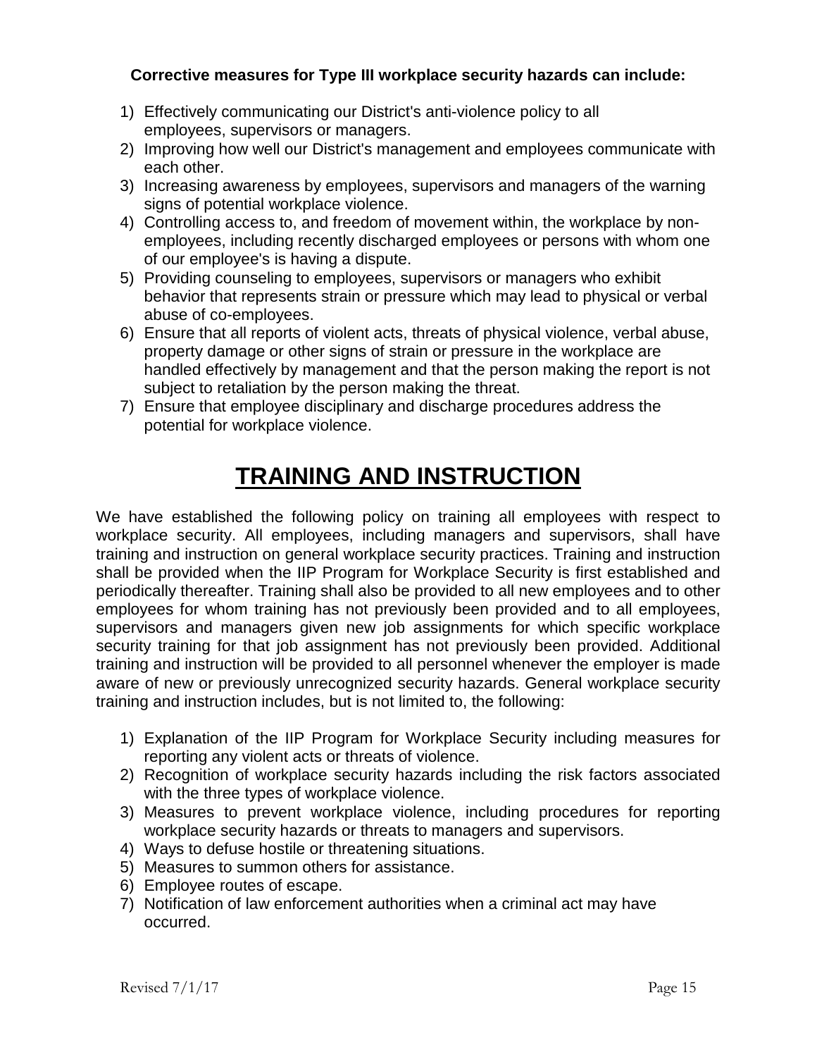**Corrective measures for Type III workplace security hazards can include:**

1) Effectively communicating our District's anti-violence policy to all employees, supervisors or managers.
2) Improving how well our District's management and employees communicate with each other.
3) Increasing awareness by employees, supervisors and managers of the warning signs of potential workplace violence.
4) Controlling access to, and freedom of movement within, the workplace by non-employees, including recently discharged employees or persons with whom one of our employee's is having a dispute.
5) Providing counseling to employees, supervisors or managers who exhibit behavior that represents strain or pressure which may lead to physical or verbal abuse of co-employees.
6) Ensure that all reports of violent acts, threats of physical violence, verbal abuse, property damage or other signs of strain or pressure in the workplace are handled effectively by management and that the person making the report is not subject to retaliation by the person making the threat.
7) Ensure that employee disciplinary and discharge procedures address the potential for workplace violence.

# TRAINING AND INSTRUCTION

We have established the following policy on training all employees with respect to workplace security. All employees, including managers and supervisors, shall have training and instruction on general workplace security practices. Training and instruction shall be provided when the IIP Program for Workplace Security is first established and periodically thereafter. Training shall also be provided to all new employees and to other employees for whom training has not previously been provided and to all employees, supervisors and managers given new job assignments for which specific workplace security training for that job assignment has not previously been provided. Additional training and instruction will be provided to all personnel whenever the employer is made aware of new or previously unrecognized security hazards. General workplace security training and instruction includes, but is not limited to, the following:

1) Explanation of the IIP Program for Workplace Security including measures for reporting any violent acts or threats of violence.
2) Recognition of workplace security hazards including the risk factors associated with the three types of workplace violence.
3) Measures to prevent workplace violence, including procedures for reporting workplace security hazards or threats to managers and supervisors.
4) Ways to defuse hostile or threatening situations.
5) Measures to summon others for assistance.
6) Employee routes of escape.
7) Notification of law enforcement authorities when a criminal act may have occurred.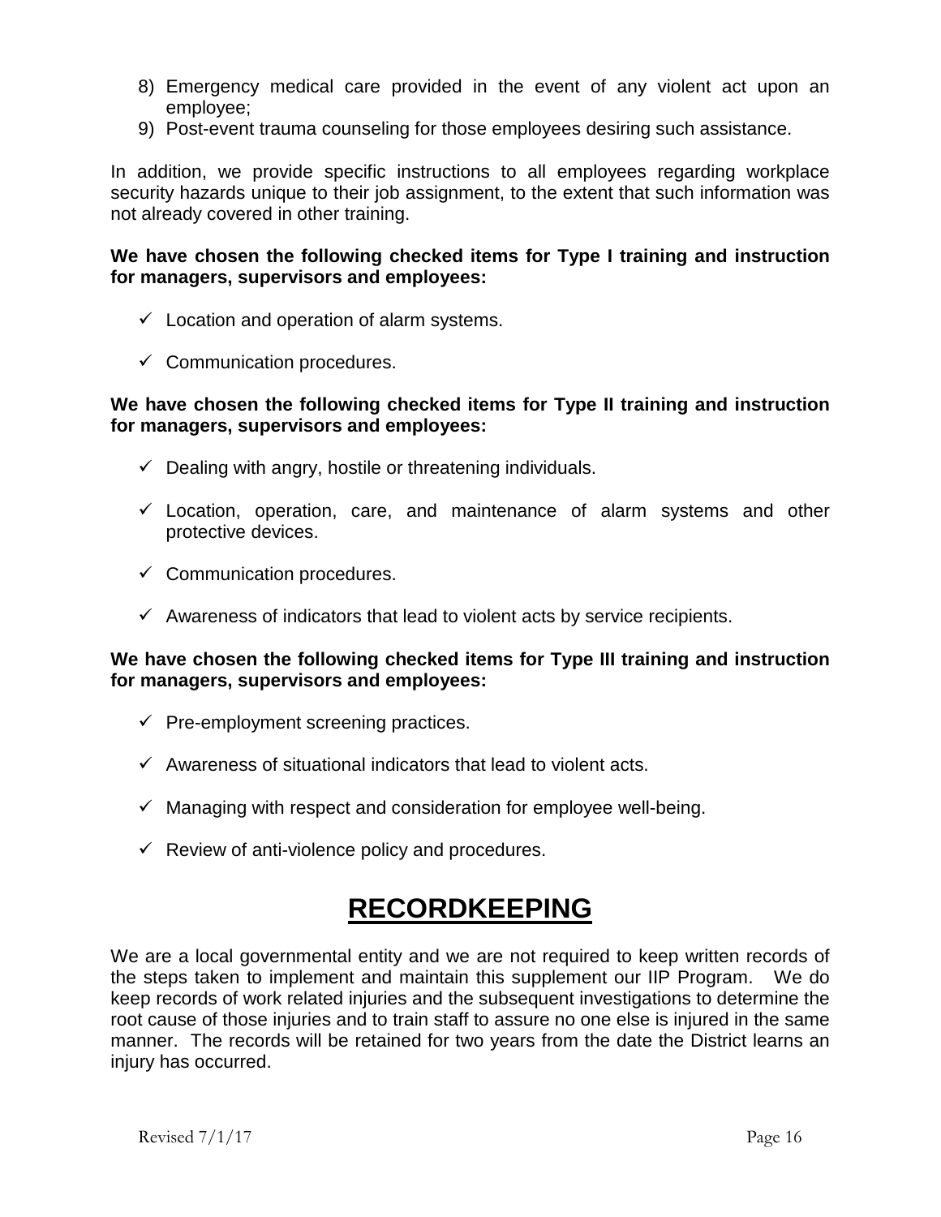8) Emergency medical care provided in the event of any violent act upon an employee;
9) Post-event trauma counseling for those employees desiring such assistance.

In addition, we provide specific instructions to all employees regarding workplace security hazards unique to their job assignment, to the extent that such information was not already covered in other training.

**We have chosen the following checked items for Type I training and instruction for managers, supervisors and employees:**

- ✓ Location and operation of alarm systems.
- ✓ Communication procedures.

**We have chosen the following checked items for Type II training and instruction for managers, supervisors and employees:**

- ✓ Dealing with angry, hostile or threatening individuals.
- ✓ Location, operation, care, and maintenance of alarm systems and other protective devices.
- ✓ Communication procedures.
- ✓ Awareness of indicators that lead to violent acts by service recipients.

**We have chosen the following checked items for Type III training and instruction for managers, supervisors and employees:**

- ✓ Pre-employment screening practices.
- ✓ Awareness of situational indicators that lead to violent acts.
- ✓ Managing with respect and consideration for employee well-being.
- ✓ Review of anti-violence policy and procedures.

# RECORDKEEPING

We are a local governmental entity and we are not required to keep written records of the steps taken to implement and maintain this supplement our IIP Program. We do keep records of work related injuries and the subsequent investigations to determine the root cause of those injuries and to train staff to assure no one else is injured in the same manner. The records will be retained for two years from the date the District learns an injury has occurred.

Revised 7/1/17